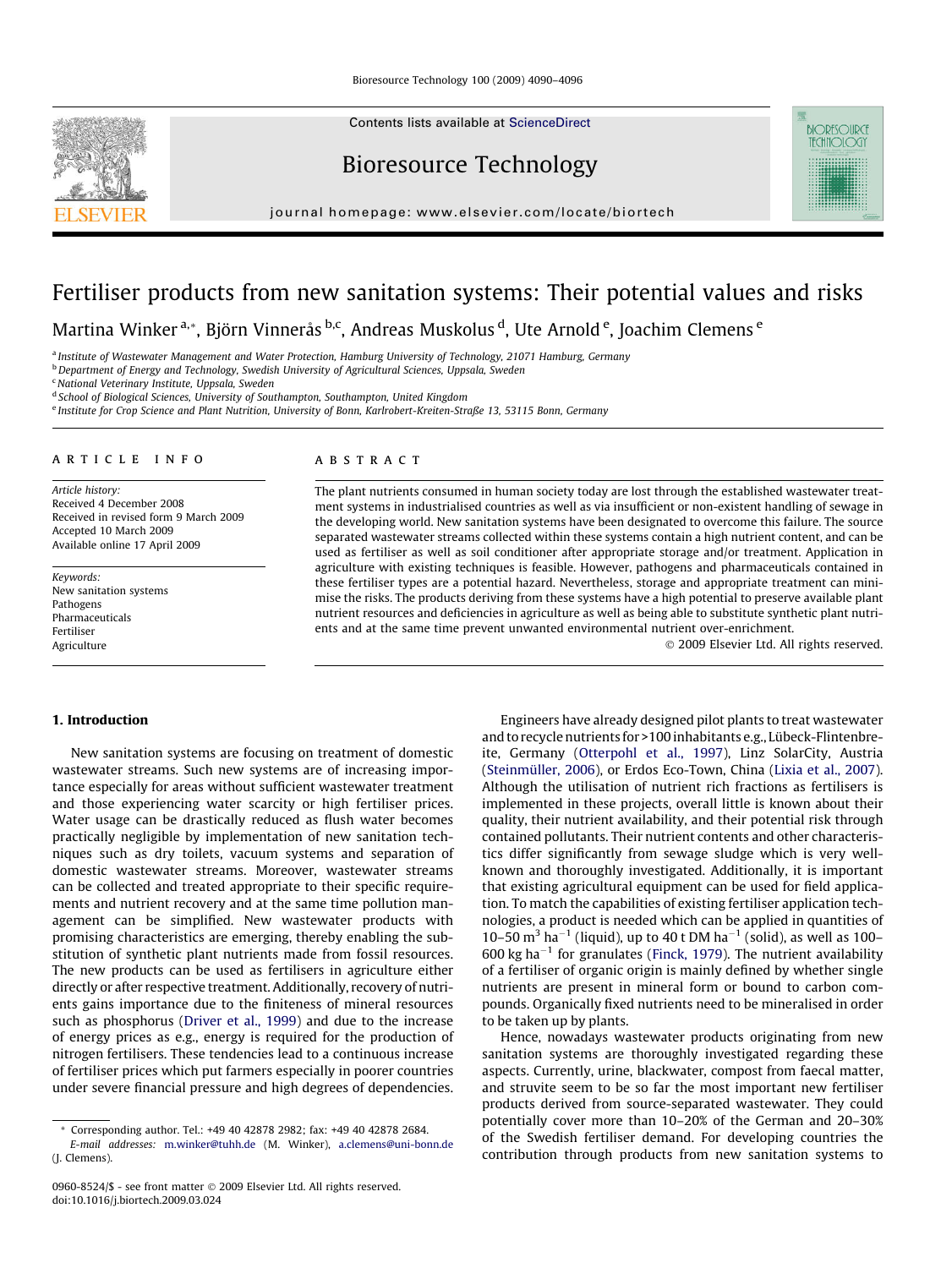Contents lists available at ScienceDirect

# Bioresource Technology

journal homepage: www.elsevier.com/locate/biortech

# Fertiliser products from new sanitation systems: Their potential values and risks

Martina Winker [a,*], Björn Vinnerås [b,c], Andreas Muskolus [d], Ute Arnold [e], Joachim Clemens [e]

[a] Institute of Wastewater Management and Water Protection, Hamburg University of Technology, 21071 Hamburg, Germany
[b] Department of Energy and Technology, Swedish University of Agricultural Sciences, Uppsala, Sweden
[c] National Veterinary Institute, Uppsala, Sweden
[d] School of Biological Sciences, University of Southampton, Southampton, United Kingdom
[e] Institute for Crop Science and Plant Nutrition, University of Bonn, Karlrobert-Kreiten-Straße 13, 53115 Bonn, Germany

**ARTICLE INFO**

*Article history:*
Received 4 December 2008
Received in revised form 9 March 2009
Accepted 10 March 2009
Available online 17 April 2009

*Keywords:*
New sanitation systems
Pathogens
Pharmaceuticals
Fertiliser
Agriculture

**ABSTRACT**

The plant nutrients consumed in human society today are lost through the established wastewater treatment systems in industrialised countries as well as via insufficient or non-existent handling of sewage in the developing world. New sanitation systems have been designated to overcome this failure. The source separated wastewater streams collected within these systems contain a high nutrient content, and can be used as fertiliser as well as soil conditioner after appropriate storage and/or treatment. Application in agriculture with existing techniques is feasible. However, pathogens and pharmaceuticals contained in these fertiliser types are a potential hazard. Nevertheless, storage and appropriate treatment can minimise the risks. The products deriving from these systems have a high potential to preserve available plant nutrient resources and deficiencies in agriculture as well as being able to substitute synthetic plant nutrients and at the same time prevent unwanted environmental nutrient over-enrichment.

© 2009 Elsevier Ltd. All rights reserved.

## 1. Introduction

New sanitation systems are focusing on treatment of domestic wastewater streams. Such new systems are of increasing importance especially for areas without sufficient wastewater treatment and those experiencing water scarcity or high fertiliser prices. Water usage can be drastically reduced as flush water becomes practically negligible by implementation of new sanitation techniques such as dry toilets, vacuum systems and separation of domestic wastewater streams. Moreover, wastewater streams can be collected and treated appropriate to their specific requirements and nutrient recovery and at the same time pollution management can be simplified. New wastewater products with promising characteristics are emerging, thereby enabling the substitution of synthetic plant nutrients made from fossil resources. The new products can be used as fertilisers in agriculture either directly or after respective treatment. Additionally, recovery of nutrients gains importance due to the finiteness of mineral resources such as phosphorus (Driver et al., 1999) and due to the increase of energy prices as e.g., energy is required for the production of nitrogen fertilisers. These tendencies lead to a continuous increase of fertiliser prices which put farmers especially in poorer countries under severe financial pressure and high degrees of dependencies.

Engineers have already designed pilot plants to treat wastewater and to recycle nutrients for >100 inhabitants e.g., Lübeck-Flintenbreite, Germany (Otterpohl et al., 1997), Linz SolarCity, Austria (Steinmüller, 2006), or Erdos Eco-Town, China (Lixia et al., 2007). Although the utilisation of nutrient rich fractions as fertilisers is implemented in these projects, overall little is known about their quality, their nutrient availability, and their potential risk through contained pollutants. Their nutrient contents and other characteristics differ significantly from sewage sludge which is very well-known and thoroughly investigated. Additionally, it is important that existing agricultural equipment can be used for field application. To match the capabilities of existing fertiliser application technologies, a product is needed which can be applied in quantities of 10–50 $m^3\ ha^{-1}$ (liquid), up to 40 t DM $ha^{-1}$ (solid), as well as 100–600 kg $ha^{-1}$ for granulates (Finck, 1979). The nutrient availability of a fertiliser of organic origin is mainly defined by whether single nutrients are present in mineral form or bound to carbon compounds. Organically fixed nutrients need to be mineralised in order to be taken up by plants.

Hence, nowadays wastewater products originating from new sanitation systems are thoroughly investigated regarding these aspects. Currently, urine, blackwater, compost from faecal matter, and struvite seem to be so far the most important new fertiliser products derived from source-separated wastewater. They could potentially cover more than 10–20% of the German and 20–30% of the Swedish fertiliser demand. For developing countries the contribution through products from new sanitation systems to

* Corresponding author. Tel.: +49 40 42878 2982; fax: +49 40 42878 2684.
E-mail addresses: m.winker@tuhh.de (M. Winker), a.clemens@uni-bonn.de (J. Clemens).

0960-8524/$ - see front matter © 2009 Elsevier Ltd. All rights reserved.
doi:10.1016/j.biortech.2009.03.024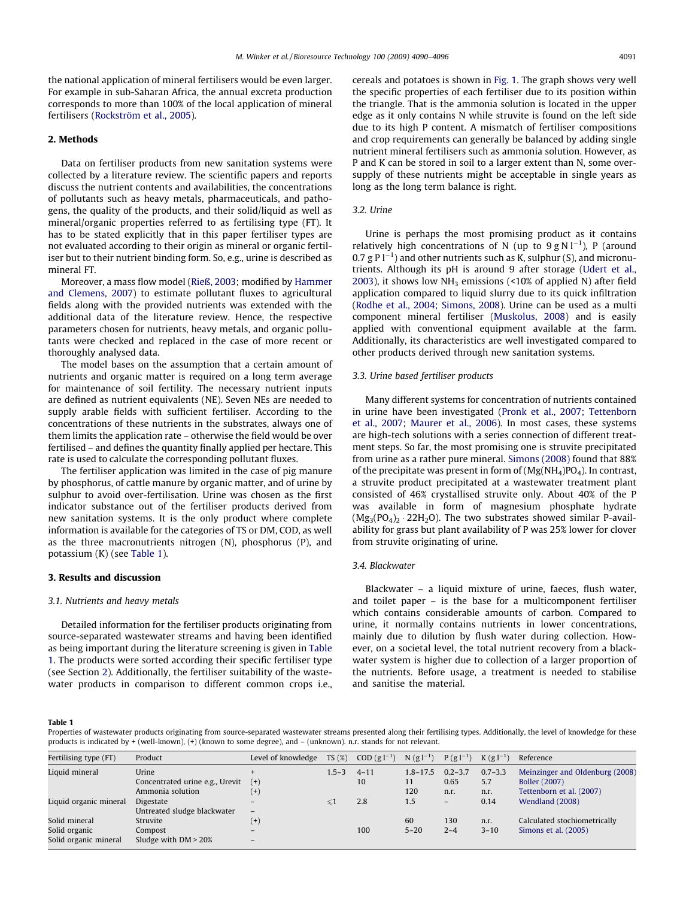the national application of mineral fertilisers would be even larger. For example in sub-Saharan Africa, the annual excreta production corresponds to more than 100% of the local application of mineral fertilisers (Rockström et al., 2005).

## 2. Methods

Data on fertiliser products from new sanitation systems were collected by a literature review. The scientific papers and reports discuss the nutrient contents and availabilities, the concentrations of pollutants such as heavy metals, pharmaceuticals, and pathogens, the quality of the products, and their solid/liquid as well as mineral/organic properties referred to as fertilising type (FT). It has to be stated explicitly that in this paper fertiliser types are not evaluated according to their origin as mineral or organic fertiliser but to their nutrient binding form. So, e.g., urine is described as mineral FT.

Moreover, a mass flow model (Rieß, 2003; modified by Hammer and Clemens, 2007) to estimate pollutant fluxes to agricultural fields along with the provided nutrients was extended with the additional data of the literature review. Hence, the respective parameters chosen for nutrients, heavy metals, and organic pollutants were checked and replaced in the case of more recent or thoroughly analysed data.

The model bases on the assumption that a certain amount of nutrients and organic matter is required on a long term average for maintenance of soil fertility. The necessary nutrient inputs are defined as nutrient equivalents (NE). Seven NEs are needed to supply arable fields with sufficient fertiliser. According to the concentrations of these nutrients in the substrates, always one of them limits the application rate – otherwise the field would be over fertilised – and defines the quantity finally applied per hectare. This rate is used to calculate the corresponding pollutant fluxes.

The fertiliser application was limited in the case of pig manure by phosphorus, of cattle manure by organic matter, and of urine by sulphur to avoid over-fertilisation. Urine was chosen as the first indicator substance out of the fertiliser products derived from new sanitation systems. It is the only product where complete information is available for the categories of TS or DM, COD, as well as the three macronutrients nitrogen (N), phosphorus (P), and potassium (K) (see Table 1).

## 3. Results and discussion

### 3.1. Nutrients and heavy metals

Detailed information for the fertiliser products originating from source-separated wastewater streams and having been identified as being important during the literature screening is given in Table 1. The products were sorted according their specific fertiliser type (see Section 2). Additionally, the fertiliser suitability of the wastewater products in comparison to different common crops i.e., cereals and potatoes is shown in Fig. 1. The graph shows very well the specific properties of each fertiliser due to its position within the triangle. That is the ammonia solution is located in the upper edge as it only contains N while struvite is found on the left side due to its high P content. A mismatch of fertiliser compositions and crop requirements can generally be balanced by adding single nutrient mineral fertilisers such as ammonia solution. However, as P and K can be stored in soil to a larger extent than N, some oversupply of these nutrients might be acceptable in single years as long as the long term balance is right.

### 3.2. Urine

Urine is perhaps the most promising product as it contains relatively high concentrations of N (up to $9\,g\,N\,l^{-1}$), P (around $0.7\,g\,P\,l^{-1}$) and other nutrients such as K, sulphur (S), and micronutrients. Although its pH is around 9 after storage (Udert et al., 2003), it shows low $NH_3$ emissions (<10% of applied N) after field application compared to liquid slurry due to its quick infiltration (Rodhe et al., 2004; Simons, 2008). Urine can be used as a multi component mineral fertiliser (Muskolus, 2008) and is easily applied with conventional equipment available at the farm. Additionally, its characteristics are well investigated compared to other products derived through new sanitation systems.

### 3.3. Urine based fertiliser products

Many different systems for concentration of nutrients contained in urine have been investigated (Pronk et al., 2007; Tettenborn et al., 2007; Maurer et al., 2006). In most cases, these systems are high-tech solutions with a series connection of different treatment steps. So far, the most promising one is struvite precipitated from urine as a rather pure mineral. Simons (2008) found that 88% of the precipitate was present in form of $(Mg(NH_4)PO_4)$. In contrast, a struvite product precipitated at a wastewater treatment plant consisted of 46% crystallised struvite only. About 40% of the P was available in form of magnesium phosphate hydrate $(Mg_3(PO_4)_2 \cdot 22H_2O)$. The two substrates showed similar P-availability for grass but plant availability of P was 25% lower for clover from struvite originating of urine.

### 3.4. Blackwater

Blackwater – a liquid mixture of urine, faeces, flush water, and toilet paper – is the base for a multicomponent fertiliser which contains considerable amounts of carbon. Compared to urine, it normally contains nutrients in lower concentrations, mainly due to dilution by flush water during collection. However, on a societal level, the total nutrient recovery from a blackwater system is higher due to collection of a larger proportion of the nutrients. Before usage, a treatment is needed to stabilise and sanitise the material.

**Table 1**
Properties of wastewater products originating from source-separated wastewater streams presented along their fertilising types. Additionally, the level of knowledge for these products is indicated by + (well-known), (+) (known to some degree), and – (unknown). n.r. stands for not relevant.

| Fertilising type (FT) | Product | Level of knowledge | TS (%) | COD ($g\,l^{-1}$) | N ($g\,l^{-1}$) | P ($g\,l^{-1}$) | K ($g\,l^{-1}$) | Reference |
|---|---|---|---|---|---|---|---|---|
| Liquid mineral | Urine | + | 1.5–3 | 4–11 | 1.8–17.5 | 0.2–3.7 | 0.7–3.3 | Meinzinger and Oldenburg (2008) |
| | Concentrated urine e.g., Urevit | (+) | | 10 | 11 | 0.65 | 5.7 | Boller (2007) |
| | Ammonia solution | (+) | | | 120 | n.r. | n.r. | Tettenborn et al. (2007) |
| Liquid organic mineral | Digestate | – | ⩽1 | 2.8 | 1.5 | – | 0.14 | Wendland (2008) |
| | Untreated sludge blackwater | – | | | | | | |
| Solid mineral | Struvite | (+) | | | 60 | 130 | n.r. | Calculated stochiometrically |
| Solid organic | Compost | – | | 100 | 5–20 | 2–4 | 3–10 | Simons et al. (2005) |
| Solid organic mineral | Sludge with DM > 20% | – | | | | | | |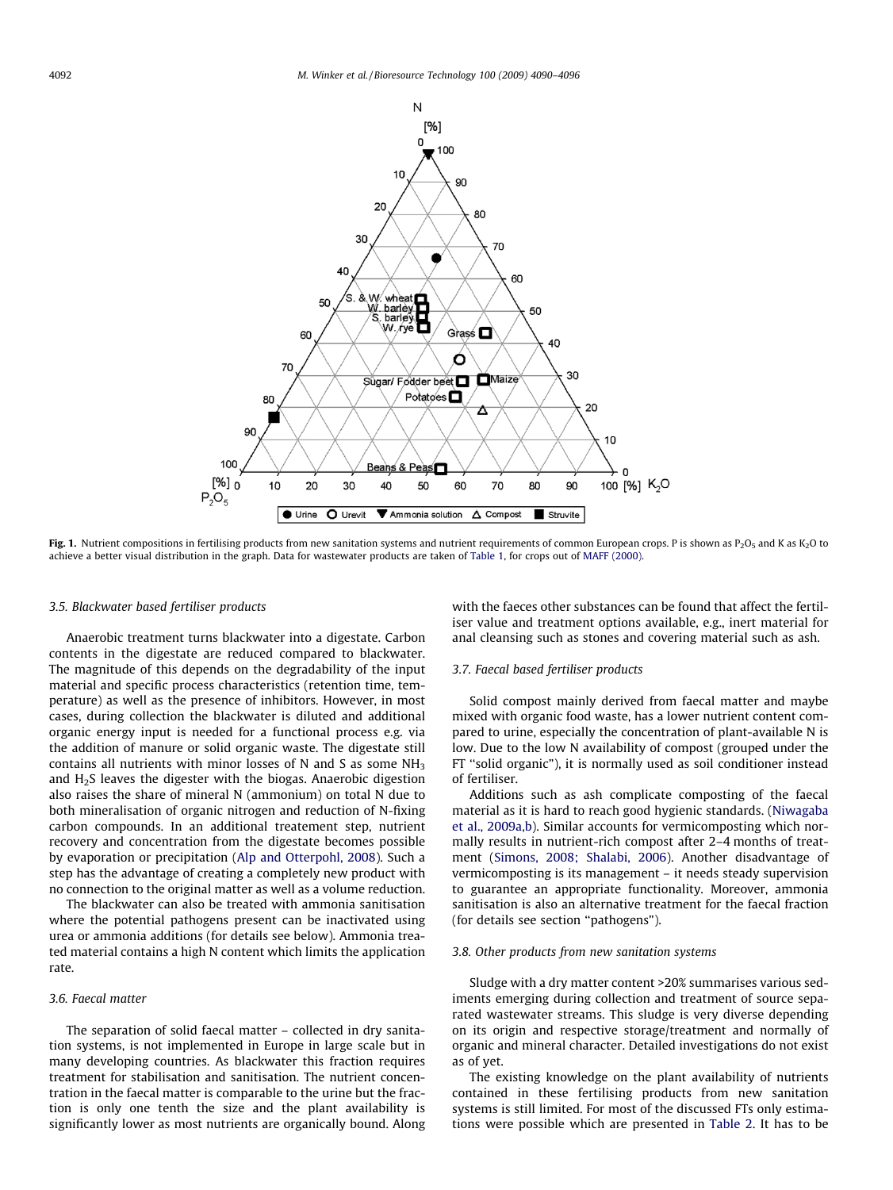N

[%]

0, 10, 20, 30, 40, 50, 60, 70, 80, 90, 100

100, 90, 80, 70, 60, 50, 40, 30, 20, 10, 0

S. & W. wheat

W. barley

S. barley

W. rye

Grass

Sugar/ Fodder beet

Maize

Potatoes

Beans & Peas

[%] 0 10 20 30 40 50 60 70 80 90 100 [%] $K_2O$

$P_2O_5$

Urine, Urevit, Ammonia solution, Compost, Struvite

**Fig. 1.** Nutrient compositions in fertilising products from new sanitation systems and nutrient requirements of common European crops. P is shown as $P_2O_5$ and K as $K_2O$ to achieve a better visual distribution in the graph. Data for wastewater products are taken of Table 1, for crops out of MAFF (2000).

### 3.5. Blackwater based fertiliser products

Anaerobic treatment turns blackwater into a digestate. Carbon contents in the digestate are reduced compared to blackwater. The magnitude of this depends on the degradability of the input material and specific process characteristics (retention time, temperature) as well as the presence of inhibitors. However, in most cases, during collection the blackwater is diluted and additional organic energy input is needed for a functional process e.g. via the addition of manure or solid organic waste. The digestate still contains all nutrients with minor losses of N and S as some $NH_3$ and $H_2S$ leaves the digester with the biogas. Anaerobic digestion also raises the share of mineral N (ammonium) on total N due to both mineralisation of organic nitrogen and reduction of N-fixing carbon compounds. In an additional treatement step, nutrient recovery and concentration from the digestate becomes possible by evaporation or precipitation (Alp and Otterpohl, 2008). Such a step has the advantage of creating a completely new product with no connection to the original matter as well as a volume reduction.

The blackwater can also be treated with ammonia sanitisation where the potential pathogens present can be inactivated using urea or ammonia additions (for details see below). Ammonia treated material contains a high N content which limits the application rate.

### 3.6. Faecal matter

The separation of solid faecal matter – collected in dry sanitation systems, is not implemented in Europe in large scale but in many developing countries. As blackwater this fraction requires treatment for stabilisation and sanitisation. The nutrient concentration in the faecal matter is comparable to the urine but the fraction is only one tenth the size and the plant availability is significantly lower as most nutrients are organically bound. Along with the faeces other substances can be found that affect the fertiliser value and treatment options available, e.g., inert material for anal cleansing such as stones and covering material such as ash.

### 3.7. Faecal based fertiliser products

Solid compost mainly derived from faecal matter and maybe mixed with organic food waste, has a lower nutrient content compared to urine, especially the concentration of plant-available N is low. Due to the low N availability of compost (grouped under the FT "solid organic"), it is normally used as soil conditioner instead of fertiliser.

Additions such as ash complicate composting of the faecal material as it is hard to reach good hygienic standards. (Niwagaba et al., 2009a,b). Similar accounts for vermicomposting which normally results in nutrient-rich compost after 2–4 months of treatment (Simons, 2008; Shalabi, 2006). Another disadvantage of vermicomposting is its management – it needs steady supervision to guarantee an appropriate functionality. Moreover, ammonia sanitisation is also an alternative treatment for the faecal fraction (for details see section "pathogens").

### 3.8. Other products from new sanitation systems

Sludge with a dry matter content >20% summarises various sediments emerging during collection and treatment of source separated wastewater streams. This sludge is very diverse depending on its origin and respective storage/treatment and normally of organic and mineral character. Detailed investigations do not exist as of yet.

The existing knowledge on the plant availability of nutrients contained in these fertilising products from new sanitation systems is still limited. For most of the discussed FTs only estimations were possible which are presented in Table 2. It has to be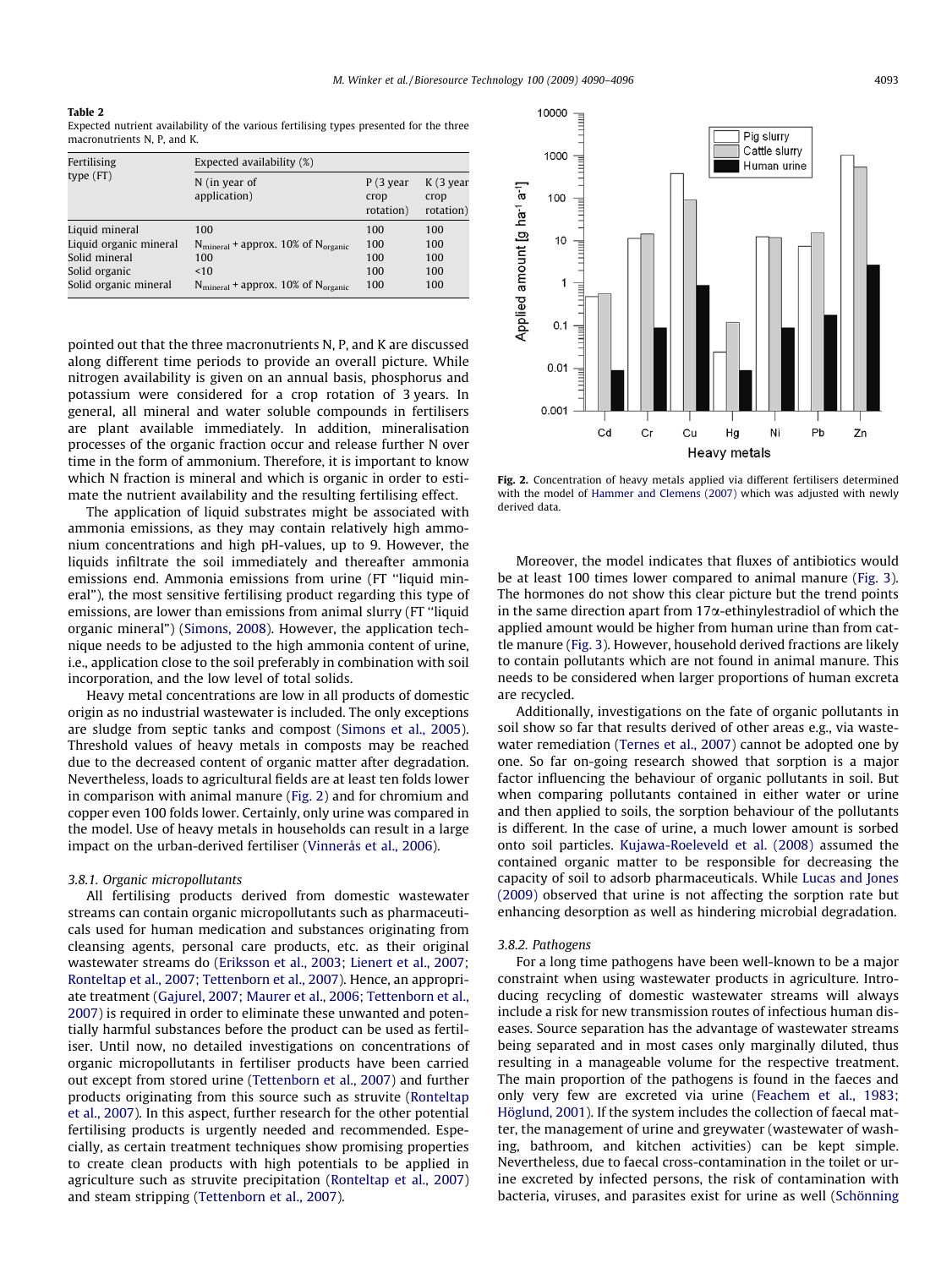**Table 2**
Expected nutrient availability of the various fertilising types presented for the three macronutrients N, P, and K.

| Fertilising type (FT) | Expected availability (%) | | |
|---|---|---|---|
| | N (in year of application) | P (3 year crop rotation) | K (3 year crop rotation) |
| Liquid mineral | 100 | 100 | 100 |
| Liquid organic mineral | $N_{mineral}$ + approx. 10% of $N_{organic}$ | 100 | 100 |
| Solid mineral | 100 | 100 | 100 |
| Solid organic | <10 | 100 | 100 |
| Solid organic mineral | $N_{mineral}$ + approx. 10% of $N_{organic}$ | 100 | 100 |

pointed out that the three macronutrients N, P, and K are discussed along different time periods to provide an overall picture. While nitrogen availability is given on an annual basis, phosphorus and potassium were considered for a crop rotation of 3 years. In general, all mineral and water soluble compounds in fertilisers are plant available immediately. In addition, mineralisation processes of the organic fraction occur and release further N over time in the form of ammonium. Therefore, it is important to know which N fraction is mineral and which is organic in order to estimate the nutrient availability and the resulting fertilising effect.

The application of liquid substrates might be associated with ammonia emissions, as they may contain relatively high ammonium concentrations and high pH-values, up to 9. However, the liquids infiltrate the soil immediately and thereafter ammonia emissions end. Ammonia emissions from urine (FT "liquid mineral"), the most sensitive fertilising product regarding this type of emissions, are lower than emissions from animal slurry (FT "liquid organic mineral") (Simons, 2008). However, the application technique needs to be adjusted to the high ammonia content of urine, i.e., application close to the soil preferably in combination with soil incorporation, and the low level of total solids.

Heavy metal concentrations are low in all products of domestic origin as no industrial wastewater is included. The only exceptions are sludge from septic tanks and compost (Simons et al., 2005). Threshold values of heavy metals in composts may be reached due to the decreased content of organic matter after degradation. Nevertheless, loads to agricultural fields are at least ten folds lower in comparison with animal manure (Fig. 2) and for chromium and copper even 100 folds lower. Certainly, only urine was compared in the model. Use of heavy metals in households can result in a large impact on the urban-derived fertiliser (Vinnerås et al., 2006).

Fig. 2. Concentration of heavy metals applied via different fertilisers determined with the model of Hammer and Clemens (2007) which was adjusted with newly derived data.

### 3.8.1. Organic micropollutants

All fertilising products derived from domestic wastewater streams can contain organic micropollutants such as pharmaceuticals used for human medication and substances originating from cleansing agents, personal care products, etc. as their original wastewater streams do (Eriksson et al., 2003; Lienert et al., 2007; Ronteltap et al., 2007; Tettenborn et al., 2007). Hence, an appropriate treatment (Gajurel, 2007; Maurer et al., 2006; Tettenborn et al., 2007) is required in order to eliminate these unwanted and potentially harmful substances before the product can be used as fertiliser. Until now, no detailed investigations on concentrations of organic micropollutants in fertiliser products have been carried out except from stored urine (Tettenborn et al., 2007) and further products originating from this source such as struvite (Ronteltap et al., 2007). In this aspect, further research for the other potential fertilising products is urgently needed and recommended. Especially, as certain treatment techniques show promising properties to create clean products with high potentials to be applied in agriculture such as struvite precipitation (Ronteltap et al., 2007) and steam stripping (Tettenborn et al., 2007).

Moreover, the model indicates that fluxes of antibiotics would be at least 100 times lower compared to animal manure (Fig. 3). The hormones do not show this clear picture but the trend points in the same direction apart from 17α-ethinylestradiol of which the applied amount would be higher from human urine than from cattle manure (Fig. 3). However, household derived fractions are likely to contain pollutants which are not found in animal manure. This needs to be considered when larger proportions of human excreta are recycled.

Additionally, investigations on the fate of organic pollutants in soil show so far that results derived of other areas e.g., via wastewater remediation (Ternes et al., 2007) cannot be adopted one by one. So far on-going research showed that sorption is a major factor influencing the behaviour of organic pollutants in soil. But when comparing pollutants contained in either water or urine and then applied to soils, the sorption behaviour of the pollutants is different. In the case of urine, a much lower amount is sorbed onto soil particles. Kujawa-Roeleveld et al. (2008) assumed the contained organic matter to be responsible for decreasing the capacity of soil to adsorb pharmaceuticals. While Lucas and Jones (2009) observed that urine is not affecting the sorption rate but enhancing desorption as well as hindering microbial degradation.

### 3.8.2. Pathogens

For a long time pathogens have been well-known to be a major constraint when using wastewater products in agriculture. Introducing recycling of domestic wastewater streams will always include a risk for new transmission routes of infectious human diseases. Source separation has the advantage of wastewater streams being separated and in most cases only marginally diluted, thus resulting in a manageable volume for the respective treatment. The main proportion of the pathogens is found in the faeces and only very few are excreted via urine (Feachem et al., 1983; Höglund, 2001). If the system includes the collection of faecal matter, the management of urine and greywater (wastewater of washing, bathroom, and kitchen activities) can be kept simple. Nevertheless, due to faecal cross-contamination in the toilet or urine excreted by infected persons, the risk of contamination with bacteria, viruses, and parasites exist for urine as well (Schönning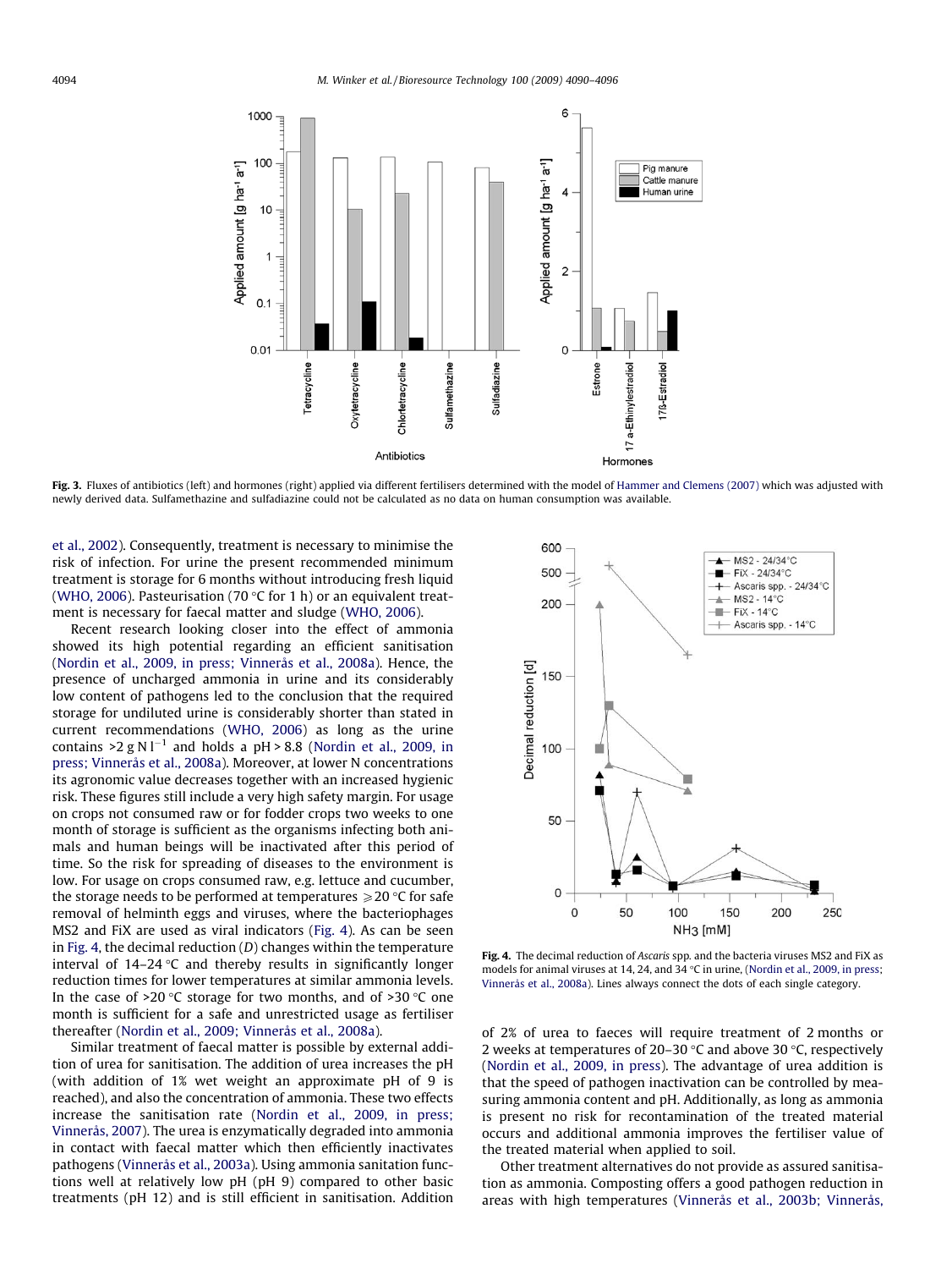Fig. 3. Fluxes of antibiotics (left) and hormones (right) applied via different fertilisers determined with the model of Hammer and Clemens (2007) which was adjusted with newly derived data. Sulfamethazine and sulfadiazine could not be calculated as no data on human consumption was available.

et al., 2002). Consequently, treatment is necessary to minimise the risk of infection. For urine the present recommended minimum treatment is storage for 6 months without introducing fresh liquid (WHO, 2006). Pasteurisation (70 °C for 1 h) or an equivalent treatment is necessary for faecal matter and sludge (WHO, 2006).

Recent research looking closer into the effect of ammonia showed its high potential regarding an efficient sanitisation (Nordin et al., 2009, in press; Vinnerås et al., 2008a). Hence, the presence of uncharged ammonia in urine and its considerably low content of pathogens led to the conclusion that the required storage for undiluted urine is considerably shorter than stated in current recommendations (WHO, 2006) as long as the urine contains >2 g N $l^{-1}$ and holds a pH > 8.8 (Nordin et al., 2009, in press; Vinnerås et al., 2008a). Moreover, at lower N concentrations its agronomic value decreases together with an increased hygienic risk. These figures still include a very high safety margin. For usage on crops not consumed raw or for fodder crops two weeks to one month of storage is sufficient as the organisms infecting both animals and human beings will be inactivated after this period of time. So the risk for spreading of diseases to the environment is low. For usage on crops consumed raw, e.g. lettuce and cucumber, the storage needs to be performed at temperatures ⩾20 °C for safe removal of helminth eggs and viruses, where the bacteriophages MS2 and FiX are used as viral indicators (Fig. 4). As can be seen in Fig. 4, the decimal reduction ($D$) changes within the temperature interval of 14–24 °C and thereby results in significantly longer reduction times for lower temperatures at similar ammonia levels. In the case of >20 °C storage for two months, and of >30 °C one month is sufficient for a safe and unrestricted usage as fertiliser thereafter (Nordin et al., 2009; Vinnerås et al., 2008a).

Fig. 4. The decimal reduction of *Ascaris* spp. and the bacteria viruses MS2 and FiX as models for animal viruses at 14, 24, and 34 °C in urine, (Nordin et al., 2009, in press; Vinnerås et al., 2008a). Lines always connect the dots of each single category.

Similar treatment of faecal matter is possible by external addition of urea for sanitisation. The addition of urea increases the pH (with addition of 1% wet weight an approximate pH of 9 is reached), and also the concentration of ammonia. These two effects increase the sanitisation rate (Nordin et al., 2009, in press; Vinnerås, 2007). The urea is enzymatically degraded into ammonia in contact with faecal matter which then efficiently inactivates pathogens (Vinnerås et al., 2003a). Using ammonia sanitation functions well at relatively low pH (pH 9) compared to other basic treatments (pH 12) and is still efficient in sanitisation. Addition of 2% of urea to faeces will require treatment of 2 months or 2 weeks at temperatures of 20–30 °C and above 30 °C, respectively (Nordin et al., 2009, in press). The advantage of urea addition is that the speed of pathogen inactivation can be controlled by measuring ammonia content and pH. Additionally, as long as ammonia is present no risk for recontamination of the treated material occurs and additional ammonia improves the fertiliser value of the treated material when applied to soil.

Other treatment alternatives do not provide as assured sanitisation as ammonia. Composting offers a good pathogen reduction in areas with high temperatures (Vinnerås et al., 2003b; Vinnerås,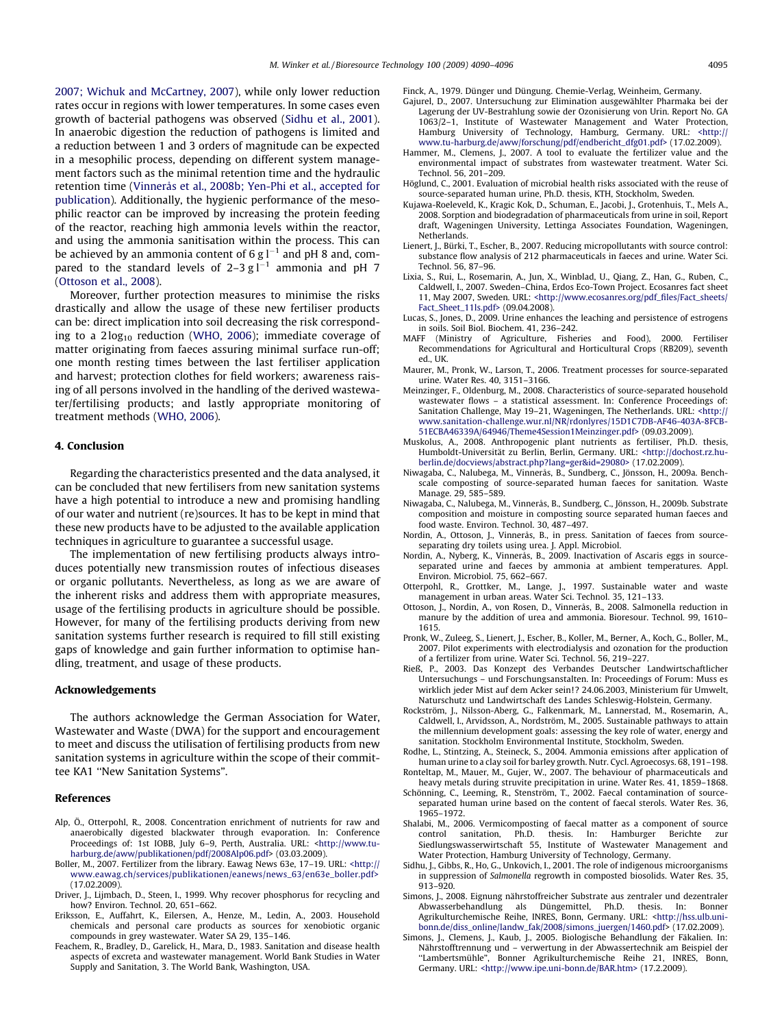2007; Wichuk and McCartney, 2007), while only lower reduction rates occur in regions with lower temperatures. In some cases even growth of bacterial pathogens was observed (Sidhu et al., 2001). In anaerobic digestion the reduction of pathogens is limited and a reduction between 1 and 3 orders of magnitude can be expected in a mesophilic process, depending on different system management factors such as the minimal retention time and the hydraulic retention time (Vinnerås et al., 2008b; Yen-Phi et al., accepted for publication). Additionally, the hygienic performance of the mesophilic reactor can be improved by increasing the protein feeding of the reactor, reaching high ammonia levels within the reactor, and using the ammonia sanitisation within the process. This can be achieved by an ammonia content of 6 g $l^{-1}$ and pH 8 and, compared to the standard levels of 2–3 g $l^{-1}$ ammonia and pH 7 (Ottoson et al., 2008).

Moreover, further protection measures to minimise the risks drastically and allow the usage of these new fertiliser products can be: direct implication into soil decreasing the risk corresponding to a 2 $\log_{10}$ reduction (WHO, 2006); immediate coverage of matter originating from faeces assuring minimal surface run-off; one month resting times between the last fertiliser application and harvest; protection clothes for field workers; awareness raising of all persons involved in the handling of the derived wastewater/fertilising products; and lastly appropriate monitoring of treatment methods (WHO, 2006).

## 4. Conclusion

Regarding the characteristics presented and the data analysed, it can be concluded that new fertilisers from new sanitation systems have a high potential to introduce a new and promising handling of our water and nutrient (re)sources. It has to be kept in mind that these new products have to be adjusted to the available application techniques in agriculture to guarantee a successful usage.

The implementation of new fertilising products always introduces potentially new transmission routes of infectious diseases or organic pollutants. Nevertheless, as long as we are aware of the inherent risks and address them with appropriate measures, usage of the fertilising products in agriculture should be possible. However, for many of the fertilising products deriving from new sanitation systems further research is required to fill still existing gaps of knowledge and gain further information to optimise handling, treatment, and usage of these products.

## Acknowledgements

The authors acknowledge the German Association for Water, Wastewater and Waste (DWA) for the support and encouragement to meet and discuss the utilisation of fertilising products from new sanitation systems in agriculture within the scope of their committee KA1 "New Sanitation Systems".

## References

Alp, Ö., Otterpohl, R., 2008. Concentration enrichment of nutrients for raw and anaerobically digested blackwater through evaporation. In: Conference Proceedings of: 1st IOBB, July 6–9, Perth, Australia. URL: <http://www.tu-harburg.de/aww/publikationen/pdf/2008Alp06.pdf> (03.03.2009).

Boller, M., 2007. Fertilizer from the library. Eawag News 63e, 17–19. URL: <http://www.eawag.ch/services/publikationen/eanews/news_63/en63e_boller.pdf> (17.02.2009).

Driver, J., Lijmbach, D., Steen, I., 1999. Why recover phosphorus for recycling and how? Environ. Technol. 20, 651–662.

Eriksson, E., Auffahrt, K., Eilersen, A., Henze, M., Ledin, A., 2003. Household chemicals and personal care products as sources for xenobiotic organic compounds in grey wastewater. Water SA 29, 135–146.

Feachem, R., Bradley, D., Garelick, H., Mara, D., 1983. Sanitation and disease health aspects of excreta and wastewater management. World Bank Studies in Water Supply and Sanitation, 3. The World Bank, Washington, USA.

Finck, A., 1979. Dünger und Düngung. Chemie-Verlag, Weinheim, Germany.

Gajurel, D., 2007. Untersuchung zur Elimination ausgewählter Pharmaka bei der Lagerung der UV-Bestrahlung sowie der Ozonisierung von Urin. Report No. GA 1063/2–1, Institute of Wastewater Management and Water Protection, Hamburg University of Technology, Hamburg, Germany. URL: <http://www.tu-harburg.de/aww/forschung/pdf/endbericht_dfg01.pdf> (17.02.2009).

Hammer, M., Clemens, J., 2007. A tool to evaluate the fertilizer value and the environmental impact of substrates from wastewater treatment. Water Sci. Technol. 56, 201–209.

Höglund, C., 2001. Evaluation of microbial health risks associated with the reuse of source-separated human urine, Ph.D. thesis, KTH, Stockholm, Sweden.

Kujawa-Roeleveld, K., Kragic Kok, D., Schuman, E., Jacobi, J., Grotenhuis, T., Mels A., 2008. Sorption and biodegradation of pharmaceuticals from urine in soil, Report draft, Wageningen University, Lettinga Associates Foundation, Wageningen, Netherlands.

Lienert, J., Bürki, T., Escher, B., 2007. Reducing micropollutants with source control: substance flow analysis of 212 pharmaceuticals in faeces and urine. Water Sci. Technol. 56, 87–96.

Lixia, S., Rui, L., Rosemarin, A., Jun, X., Winblad, U., Qiang, Z., Han, G., Ruben, C., Caldwell, I., 2007. Sweden–China, Erdos Eco-Town Project. Ecosanres fact sheet 11, May 2007, Sweden. URL: <http://www.ecosanres.org/pdf_files/Fact_sheets/Fact_Sheet_11ls.pdf> (09.04.2008).

Lucas, S., Jones, D., 2009. Urine enhances the leaching and persistence of estrogens in soils. Soil Biol. Biochem. 41, 236–242.

MAFF (Ministry of Agriculture, Fisheries and Food), 2000. Fertiliser Recommendations for Agricultural and Horticultural Crops (RB209), seventh ed., UK.

Maurer, M., Pronk, W., Larson, T., 2006. Treatment processes for source-separated urine. Water Res. 40, 3151–3166.

Meinzinger, F., Oldenburg, M., 2008. Characteristics of source-separated household wastewater flows – a statistical assessment. In: Conference Proceedings of: Sanitation Challenge, May 19–21, Wageningen, The Netherlands. URL: <http://www.sanitation-challenge.wur.nl/NR/rdonlyres/15D1C7DB-AF46-403A-8FCB-51ECBA46339A/64946/Theme4Session1Meinzinger.pdf> (09.03.2009).

Muskolus, A., 2008. Anthropogenic plant nutrients as fertiliser, Ph.D. thesis, Humboldt-Universität zu Berlin, Berlin, Germany. URL: <http://dochost.rz.hu-berlin.de/docviews/abstract.php?lang=ger&id=29080> (17.02.2009).

Niwagaba, C., Nalubega, M., Vinnerås, B., Sundberg, C., Jönsson, H., 2009a. Bench-scale composting of source-separated human faeces for sanitation. Waste Manage. 29, 585–589.

Niwagaba, C., Nalubega, M., Vinnerås, B., Sundberg, C., Jönsson, H., 2009b. Substrate composition and moisture in composting source separated human faeces and food waste. Environ. Technol. 30, 487–497.

Nordin, A., Ottoson, J., Vinnerås, B., in press. Sanitation of faeces from source-separating dry toilets using urea. J. Appl. Microbiol.

Nordin, A., Nyberg, K., Vinnerås, B., 2009. Inactivation of Ascaris eggs in source-separated urine and faeces by ammonia at ambient temperatures. Appl. Environ. Microbiol. 75, 662–667.

Otterpohl, R., Grottker, M., Lange, J., 1997. Sustainable water and waste management in urban areas. Water Sci. Technol. 35, 121–133.

Ottoson, J., Nordin, A., von Rosen, D., Vinnerås, B., 2008. Salmonella reduction in manure by the addition of urea and ammonia. Bioresour. Technol. 99, 1610–1615.

Pronk, W., Zuleeg, S., Lienert, J., Escher, B., Koller, M., Berner, A., Koch, G., Boller, M., 2007. Pilot experiments with electrodialysis and ozonation for the production of a fertilizer from urine. Water Sci. Technol. 56, 219–227.

Rieß, P., 2003. Das Konzept des Verbandes Deutscher Landwirtschaftlicher Untersuchungs – und Forschungsanstalten. In: Proceedings of Forum: Muss es wirklich jeder Mist auf dem Acker sein!? 24.06.2003, Ministerium für Umwelt, Naturschutz und Landwirtschaft des Landes Schleswig-Holstein, Germany.

Rockström, J., Nilsson-Aberg, G., Falkenmark, M., Lannerstad, M., Rosemarin, A., Caldwell, I., Arvidsson, A., Nordström, M., 2005. Sustainable pathways to attain the millennium development goals: assessing the key role of water, energy and sanitation. Stockholm Environmental Institute, Stockholm, Sweden.

Rodhe, L., Stintzing, A., Steineck, S., 2004. Ammonia emissions after application of human urine to a clay soil for barley growth. Nutr. Cycl. Agroecosys. 68, 191–198.

Ronteltap, M., Mauer, M., Gujer, W., 2007. The behaviour of pharmaceuticals and heavy metals during struvite precipitation in urine. Water Res. 41, 1859–1868.

Schönning, C., Leeming, R., Stenström, T., 2002. Faecal contamination of source-separated human urine based on the content of faecal sterols. Water Res. 36, 1965–1972.

Shalabi, M., 2006. Vermicomposting of faecal matter as a component of source control sanitation, Ph.D. thesis. In: Hamburger Berichte zur Siedlungswasserwirtschaft 55, Institute of Wastewater Management and Water Protection, Hamburg University of Technology, Germany.

Sidhu, J., Gibbs, R., Ho, G., Unkovich, I., 2001. The role of indigenous microorganisms in suppression of *Salmonella* regrowth in composted biosolids. Water Res. 35, 913–920.

Simons, J., 2008. Eignung nährstoffreicher Substrate aus zentraler und dezentraler Abwasserbehandlung als Düngemittel, Ph.D. thesis. In: Bonner Agrikulturchemische Reihe, INRES, Bonn, Germany. URL: <http://hss.ulb.uni-bonn.de/diss_online/landw_fak/2008/simons_juergen/1460.pdf> (17.02.2009).

Simons, J., Clemens, J., Kaub, J., 2005. Biologische Behandlung der Fäkalien. In: Nährstofftrennung und – verwertung in der Abwassertechnik am Beispiel der "Lambertsmühle", Bonner Agrikulturchemische Reihe 21, INRES, Bonn, Germany. URL: <http://www.ipe.uni-bonn.de/BAR.htm> (17.2.2009).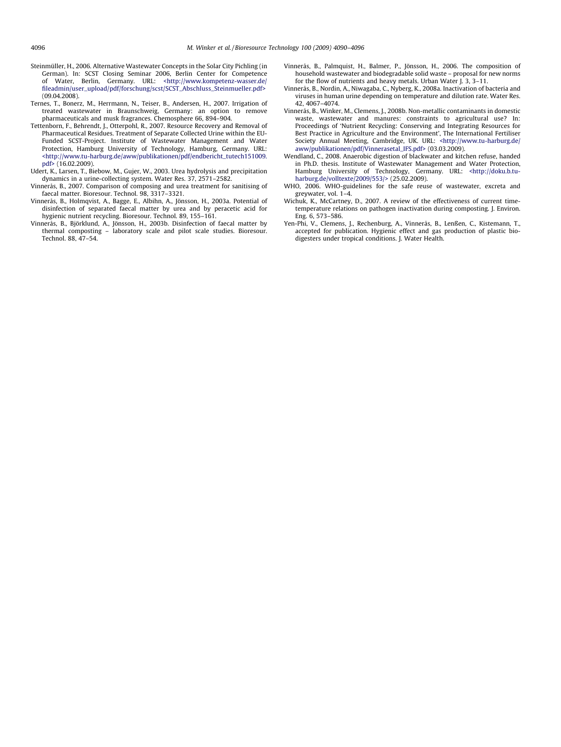Steinmüller, H., 2006. Alternative Wastewater Concepts in the Solar City Pichling (in German). In: SCST Closing Seminar 2006, Berlin Center for Competence of Water, Berlin, Germany. URL: <http://www.kompetenz-wasser.de/fileadmin/user_upload/pdf/forschung/scst/SCST_Abschluss_Steinmueller.pdf> (09.04.2008).

Ternes, T., Bonerz, M., Herrmann, N., Teiser, B., Andersen, H., 2007. Irrigation of treated wastewater in Braunschweig, Germany: an option to remove pharmaceuticals and musk fragrances. Chemosphere 66, 894–904.

Tettenborn, F., Behrendt, J., Otterpohl, R., 2007. Resource Recovery and Removal of Pharmaceutical Residues. Treatment of Separate Collected Urine within the EU-Funded SCST-Project. Institute of Wastewater Management and Water Protection, Hamburg University of Technology, Hamburg, Germany. URL: <http://www.tu-harburg.de/aww/publikationen/pdf/endbericht_tutech151009.pdf> (16.02.2009).

Udert, K., Larsen, T., Biebow, M., Gujer, W., 2003. Urea hydrolysis and precipitation dynamics in a urine-collecting system. Water Res. 37, 2571–2582.

Vinnerås, B., 2007. Comparison of composing and urea treatment for sanitising of faecal matter. Bioresour. Technol. 98, 3317–3321.

Vinnerås, B., Holmqvist, A., Bagge, E., Albihn, A., Jönsson, H., 2003a. Potential of disinfection of separated faecal matter by urea and by peracetic acid for hygienic nutrient recycling. Bioresour. Technol. 89, 155–161.

Vinnerås, B., Björklund, A., Jönsson, H., 2003b. Disinfection of faecal matter by thermal composting – laboratory scale and pilot scale studies. Bioresour. Technol. 88, 47–54.

Vinnerås, B., Palmquist, H., Balmer, P., Jönsson, H., 2006. The composition of household wastewater and biodegradable solid waste – proposal for new norms for the flow of nutrients and heavy metals. Urban Water J. 3, 3–11.

Vinnerås, B., Nordin, A., Niwagaba, C., Nyberg, K., 2008a. Inactivation of bacteria and viruses in human urine depending on temperature and dilution rate. Water Res. 42, 4067–4074.

Vinnerås, B., Winker, M., Clemens, J., 2008b. Non-metallic contaminants in domestic waste, wastewater and manures: constraints to agricultural use? In: Proceedings of 'Nutrient Recycling: Conserving and Integrating Resources for Best Practice in Agriculture and the Environment', The International Fertiliser Society Annual Meeting, Cambridge, UK. URL: <http://www.tu-harburg.de/aww/publikationen/pdf/Vinnerasetal_IFS.pdf> (03.03.2009).

Wendland, C., 2008. Anaerobic digestion of blackwater and kitchen refuse, handed in Ph.D. thesis. Institute of Wastewater Management and Water Protection, Hamburg University of Technology, Germany. URL: <http://doku.b.tu-harburg.de/volltexte/2009/553/> (25.02.2009).

WHO, 2006. WHO-guidelines for the safe reuse of wastewater, excreta and greywater, vol. 1–4.

Wichuk, K., McCartney, D., 2007. A review of the effectiveness of current time-temperature relations on pathogen inactivation during composting. J. Environ. Eng. 6, 573–586.

Yen-Phi, V., Clemens, J., Rechenburg, A., Vinnerås, B., Lenßen, C., Kistemann, T., accepted for publication. Hygienic effect and gas production of plastic bio-digesters under tropical conditions. J. Water Health.